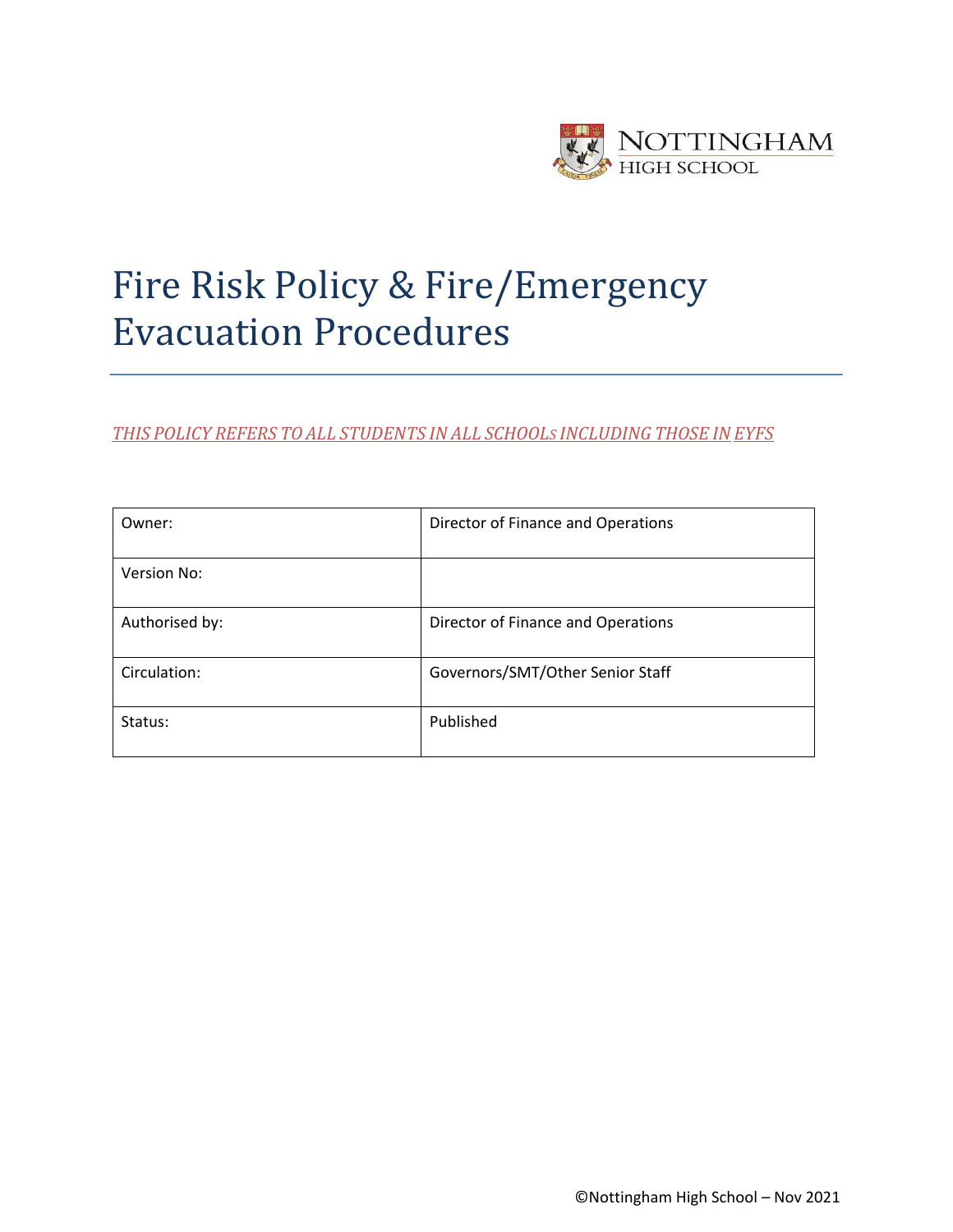NOTTINGHAM HIGH SCHOOL

# Fire Risk Policy & Fire/Emergency Evacuation Procedures

*THIS POLICY REFERS TO ALL STUDENTS IN ALL SCHOOLS INCLUDING THOSE IN EYFS*

| Owner: | Director of Finance and Operations |
|---|---|
| Version No: | |
| Authorised by: | Director of Finance and Operations |
| Circulation: | Governors/SMT/Other Senior Staff |
| Status: | Published |

©Nottingham High School – Nov 2021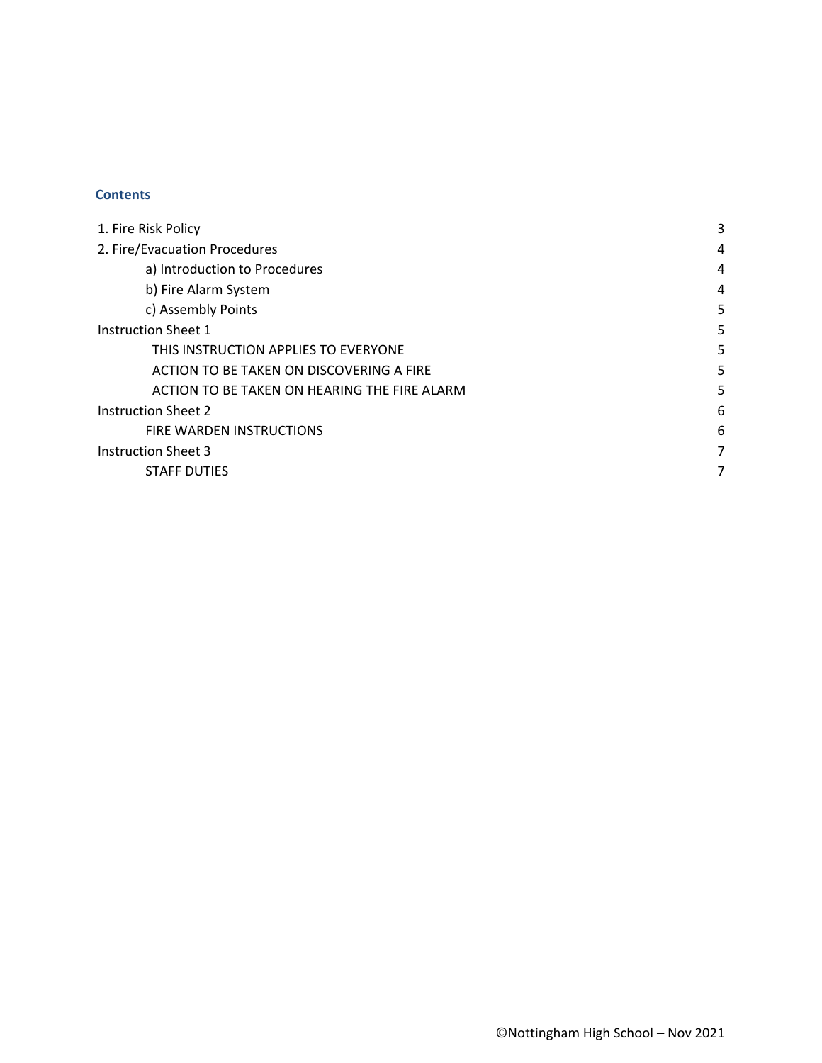## Contents

| | |
|---|---|
| 1. Fire Risk Policy | 3 |
| 2. Fire/Evacuation Procedures | 4 |
| a) Introduction to Procedures | 4 |
| b) Fire Alarm System | 4 |
| c) Assembly Points | 5 |
| Instruction Sheet 1 | 5 |
| THIS INSTRUCTION APPLIES TO EVERYONE | 5 |
| ACTION TO BE TAKEN ON DISCOVERING A FIRE | 5 |
| ACTION TO BE TAKEN ON HEARING THE FIRE ALARM | 5 |
| Instruction Sheet 2 | 6 |
| FIRE WARDEN INSTRUCTIONS | 6 |
| Instruction Sheet 3 | 7 |
| STAFF DUTIES | 7 |

©Nottingham High School – Nov 2021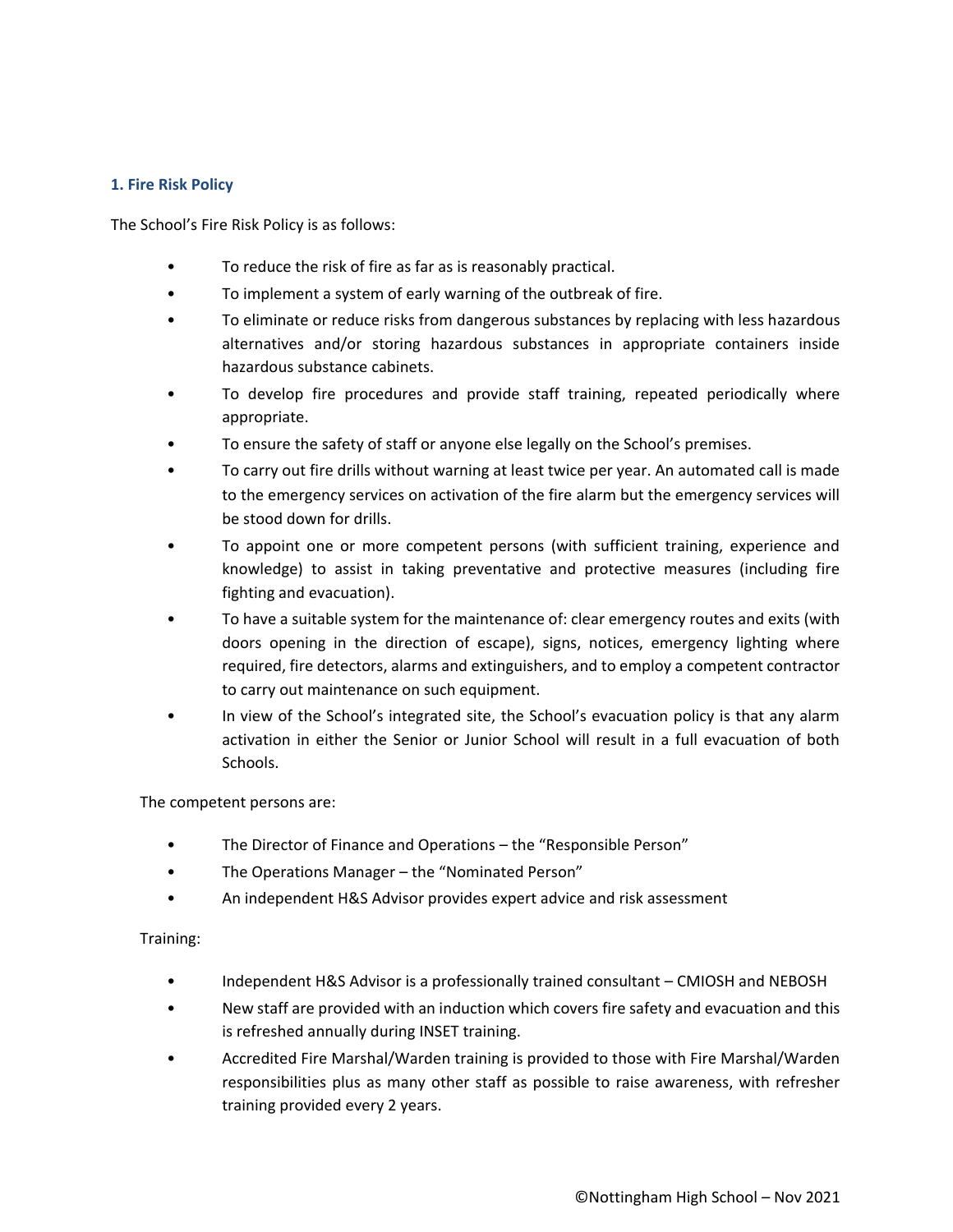### 1. Fire Risk Policy

The School's Fire Risk Policy is as follows:

- To reduce the risk of fire as far as is reasonably practical.
- To implement a system of early warning of the outbreak of fire.
- To eliminate or reduce risks from dangerous substances by replacing with less hazardous alternatives and/or storing hazardous substances in appropriate containers inside hazardous substance cabinets.
- To develop fire procedures and provide staff training, repeated periodically where appropriate.
- To ensure the safety of staff or anyone else legally on the School's premises.
- To carry out fire drills without warning at least twice per year. An automated call is made to the emergency services on activation of the fire alarm but the emergency services will be stood down for drills.
- To appoint one or more competent persons (with sufficient training, experience and knowledge) to assist in taking preventative and protective measures (including fire fighting and evacuation).
- To have a suitable system for the maintenance of: clear emergency routes and exits (with doors opening in the direction of escape), signs, notices, emergency lighting where required, fire detectors, alarms and extinguishers, and to employ a competent contractor to carry out maintenance on such equipment.
- In view of the School's integrated site, the School's evacuation policy is that any alarm activation in either the Senior or Junior School will result in a full evacuation of both Schools.

The competent persons are:

- The Director of Finance and Operations – the "Responsible Person"
- The Operations Manager – the "Nominated Person"
- An independent H&S Advisor provides expert advice and risk assessment

Training:

- Independent H&S Advisor is a professionally trained consultant – CMIOSH and NEBOSH
- New staff are provided with an induction which covers fire safety and evacuation and this is refreshed annually during INSET training.
- Accredited Fire Marshal/Warden training is provided to those with Fire Marshal/Warden responsibilities plus as many other staff as possible to raise awareness, with refresher training provided every 2 years.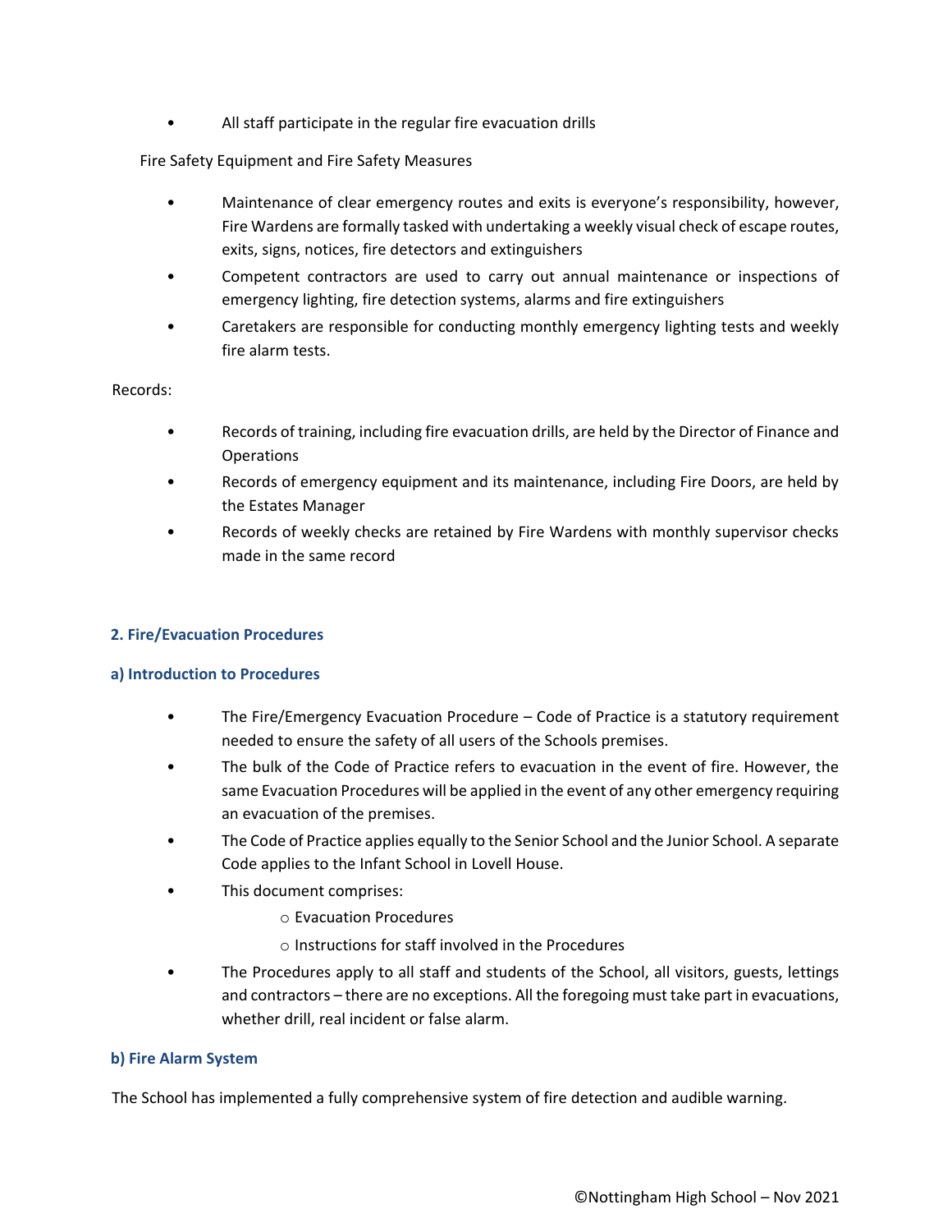- All staff participate in the regular fire evacuation drills

Fire Safety Equipment and Fire Safety Measures

- Maintenance of clear emergency routes and exits is everyone's responsibility, however, Fire Wardens are formally tasked with undertaking a weekly visual check of escape routes, exits, signs, notices, fire detectors and extinguishers
- Competent contractors are used to carry out annual maintenance or inspections of emergency lighting, fire detection systems, alarms and fire extinguishers
- Caretakers are responsible for conducting monthly emergency lighting tests and weekly fire alarm tests.

Records:

- Records of training, including fire evacuation drills, are held by the Director of Finance and Operations
- Records of emergency equipment and its maintenance, including Fire Doors, are held by the Estates Manager
- Records of weekly checks are retained by Fire Wardens with monthly supervisor checks made in the same record

## 2. Fire/Evacuation Procedures

### a) Introduction to Procedures

- The Fire/Emergency Evacuation Procedure – Code of Practice is a statutory requirement needed to ensure the safety of all users of the Schools premises.
- The bulk of the Code of Practice refers to evacuation in the event of fire. However, the same Evacuation Procedures will be applied in the event of any other emergency requiring an evacuation of the premises.
- The Code of Practice applies equally to the Senior School and the Junior School. A separate Code applies to the Infant School in Lovell House.
- This document comprises:
  - Evacuation Procedures
  - Instructions for staff involved in the Procedures
- The Procedures apply to all staff and students of the School, all visitors, guests, lettings and contractors – there are no exceptions. All the foregoing must take part in evacuations, whether drill, real incident or false alarm.

### b) Fire Alarm System

The School has implemented a fully comprehensive system of fire detection and audible warning.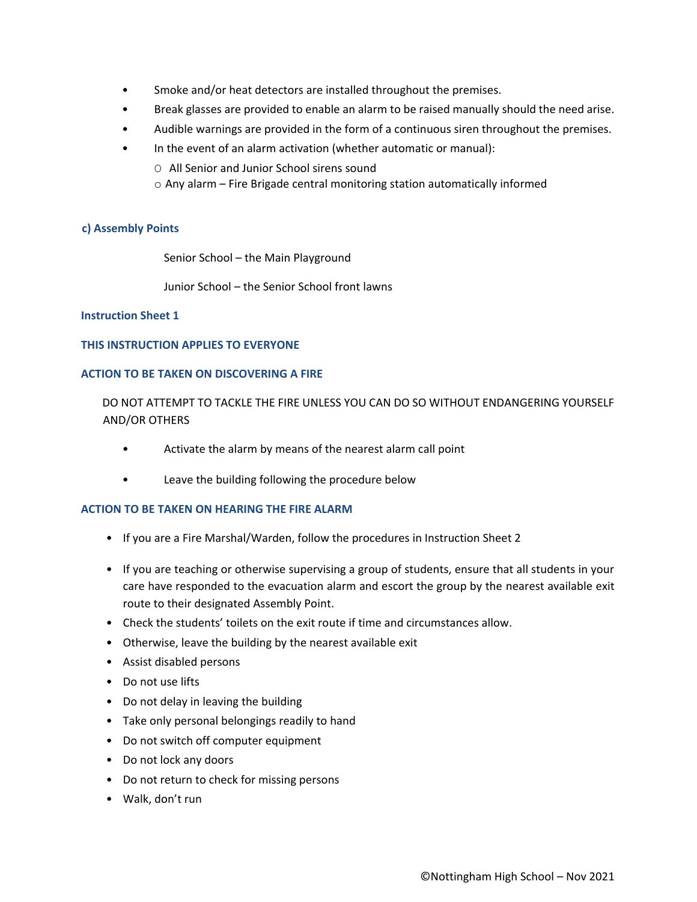- Smoke and/or heat detectors are installed throughout the premises.
- Break glasses are provided to enable an alarm to be raised manually should the need arise.
- Audible warnings are provided in the form of a continuous siren throughout the premises.
- In the event of an alarm activation (whether automatic or manual):
  - All Senior and Junior School sirens sound
  - Any alarm – Fire Brigade central monitoring station automatically informed

### c) Assembly Points

Senior School – the Main Playground

Junior School – the Senior School front lawns

### Instruction Sheet 1

### THIS INSTRUCTION APPLIES TO EVERYONE

### ACTION TO BE TAKEN ON DISCOVERING A FIRE

DO NOT ATTEMPT TO TACKLE THE FIRE UNLESS YOU CAN DO SO WITHOUT ENDANGERING YOURSELF AND/OR OTHERS

- Activate the alarm by means of the nearest alarm call point
- Leave the building following the procedure below

### ACTION TO BE TAKEN ON HEARING THE FIRE ALARM

- If you are a Fire Marshal/Warden, follow the procedures in Instruction Sheet 2
- If you are teaching or otherwise supervising a group of students, ensure that all students in your care have responded to the evacuation alarm and escort the group by the nearest available exit route to their designated Assembly Point.
- Check the students' toilets on the exit route if time and circumstances allow.
- Otherwise, leave the building by the nearest available exit
- Assist disabled persons
- Do not use lifts
- Do not delay in leaving the building
- Take only personal belongings readily to hand
- Do not switch off computer equipment
- Do not lock any doors
- Do not return to check for missing persons
- Walk, don't run

©Nottingham High School – Nov 2021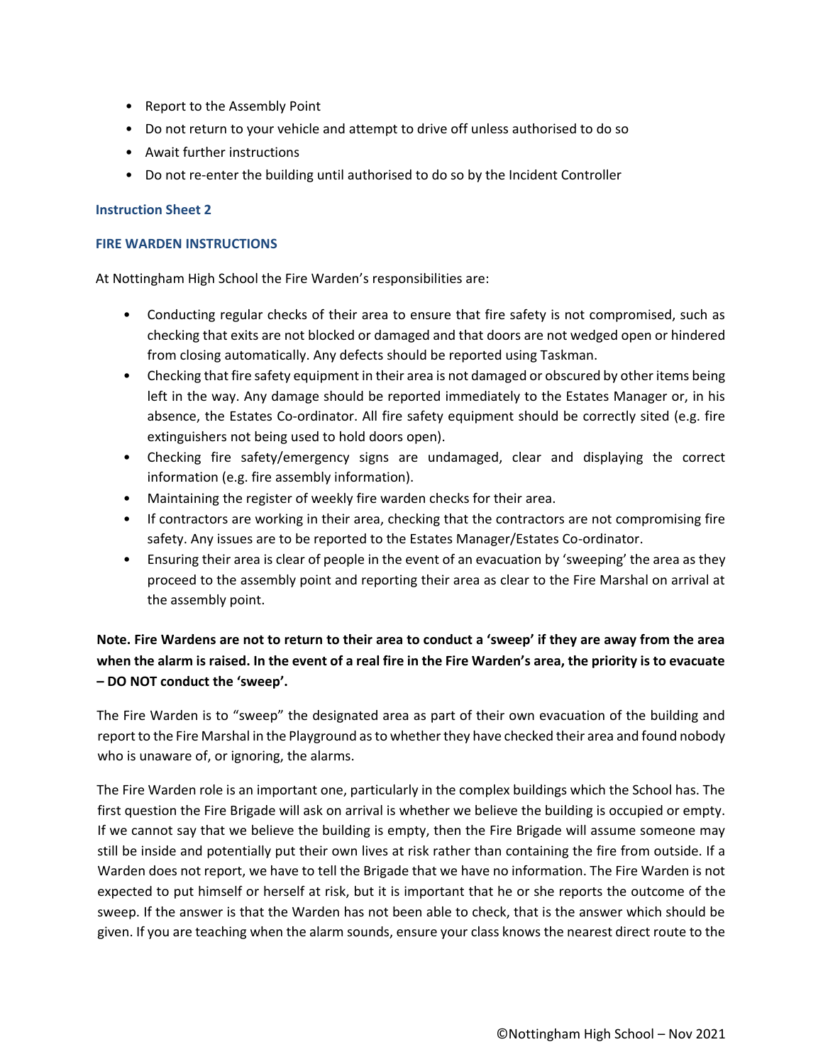- Report to the Assembly Point
- Do not return to your vehicle and attempt to drive off unless authorised to do so
- Await further instructions
- Do not re-enter the building until authorised to do so by the Incident Controller

### Instruction Sheet 2

### FIRE WARDEN INSTRUCTIONS

At Nottingham High School the Fire Warden's responsibilities are:

- Conducting regular checks of their area to ensure that fire safety is not compromised, such as checking that exits are not blocked or damaged and that doors are not wedged open or hindered from closing automatically. Any defects should be reported using Taskman.
- Checking that fire safety equipment in their area is not damaged or obscured by other items being left in the way. Any damage should be reported immediately to the Estates Manager or, in his absence, the Estates Co-ordinator. All fire safety equipment should be correctly sited (e.g. fire extinguishers not being used to hold doors open).
- Checking fire safety/emergency signs are undamaged, clear and displaying the correct information (e.g. fire assembly information).
- Maintaining the register of weekly fire warden checks for their area.
- If contractors are working in their area, checking that the contractors are not compromising fire safety. Any issues are to be reported to the Estates Manager/Estates Co-ordinator.
- Ensuring their area is clear of people in the event of an evacuation by 'sweeping' the area as they proceed to the assembly point and reporting their area as clear to the Fire Marshal on arrival at the assembly point.

**Note. Fire Wardens are not to return to their area to conduct a 'sweep' if they are away from the area when the alarm is raised. In the event of a real fire in the Fire Warden's area, the priority is to evacuate – DO NOT conduct the 'sweep'.**

The Fire Warden is to "sweep" the designated area as part of their own evacuation of the building and report to the Fire Marshal in the Playground as to whether they have checked their area and found nobody who is unaware of, or ignoring, the alarms.

The Fire Warden role is an important one, particularly in the complex buildings which the School has. The first question the Fire Brigade will ask on arrival is whether we believe the building is occupied or empty. If we cannot say that we believe the building is empty, then the Fire Brigade will assume someone may still be inside and potentially put their own lives at risk rather than containing the fire from outside. If a Warden does not report, we have to tell the Brigade that we have no information. The Fire Warden is not expected to put himself or herself at risk, but it is important that he or she reports the outcome of the sweep. If the answer is that the Warden has not been able to check, that is the answer which should be given. If you are teaching when the alarm sounds, ensure your class knows the nearest direct route to the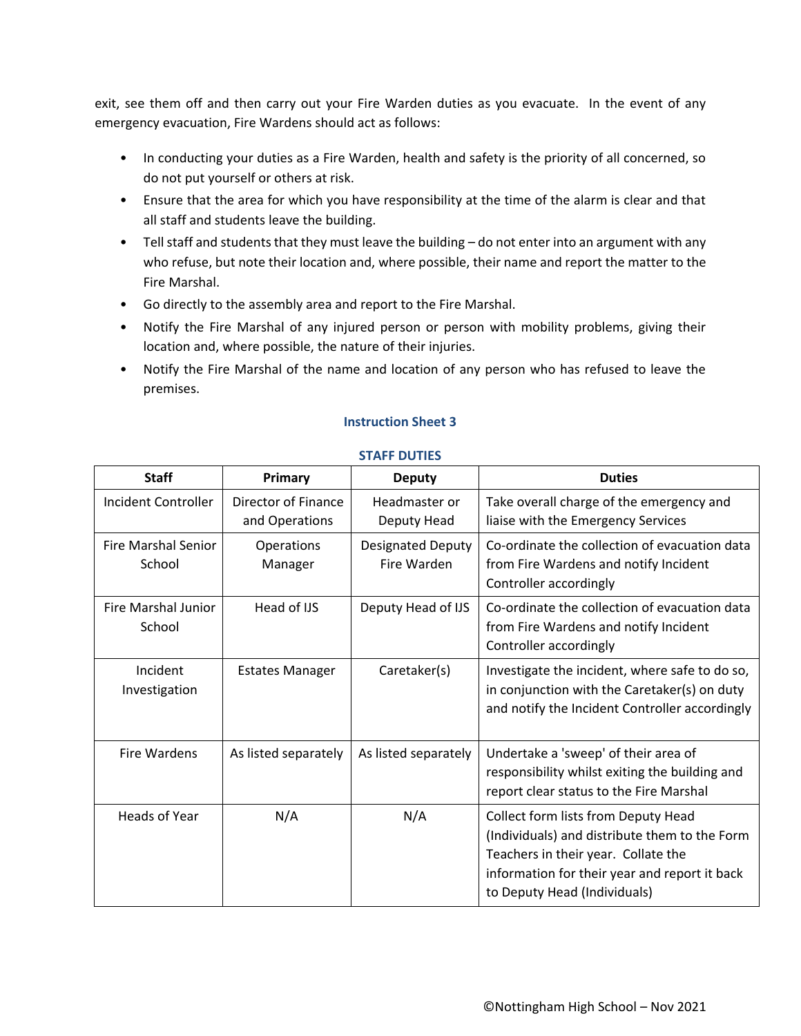exit, see them off and then carry out your Fire Warden duties as you evacuate. In the event of any emergency evacuation, Fire Wardens should act as follows:

- In conducting your duties as a Fire Warden, health and safety is the priority of all concerned, so do not put yourself or others at risk.
- Ensure that the area for which you have responsibility at the time of the alarm is clear and that all staff and students leave the building.
- Tell staff and students that they must leave the building – do not enter into an argument with any who refuse, but note their location and, where possible, their name and report the matter to the Fire Marshal.
- Go directly to the assembly area and report to the Fire Marshal.
- Notify the Fire Marshal of any injured person or person with mobility problems, giving their location and, where possible, the nature of their injuries.
- Notify the Fire Marshal of the name and location of any person who has refused to leave the premises.

## Instruction Sheet 3

### STAFF DUTIES

| Staff | Primary | Deputy | Duties |
|---|---|---|---|
| Incident Controller | Director of Finance and Operations | Headmaster or Deputy Head | Take overall charge of the emergency and liaise with the Emergency Services |
| Fire Marshal Senior School | Operations Manager | Designated Deputy Fire Warden | Co-ordinate the collection of evacuation data from Fire Wardens and notify Incident Controller accordingly |
| Fire Marshal Junior School | Head of IJS | Deputy Head of IJS | Co-ordinate the collection of evacuation data from Fire Wardens and notify Incident Controller accordingly |
| Incident Investigation | Estates Manager | Caretaker(s) | Investigate the incident, where safe to do so, in conjunction with the Caretaker(s) on duty and notify the Incident Controller accordingly |
| Fire Wardens | As listed separately | As listed separately | Undertake a 'sweep' of their area of responsibility whilst exiting the building and report clear status to the Fire Marshal |
| Heads of Year | N/A | N/A | Collect form lists from Deputy Head (Individuals) and distribute them to the Form Teachers in their year. Collate the information for their year and report it back to Deputy Head (Individuals) |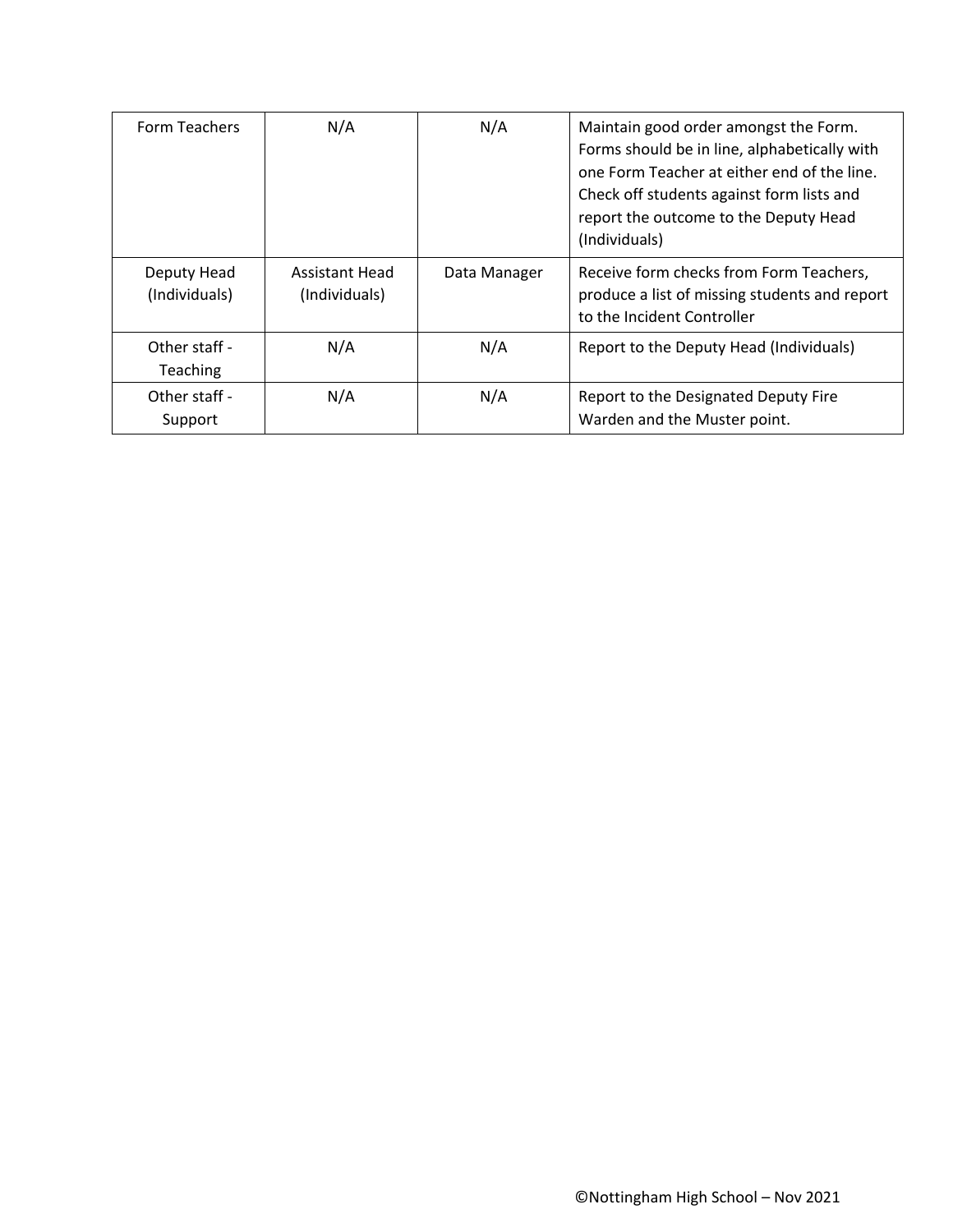| | | | |
|---|---|---|---|
| Form Teachers | N/A | N/A | Maintain good order amongst the Form. Forms should be in line, alphabetically with one Form Teacher at either end of the line. Check off students against form lists and report the outcome to the Deputy Head (Individuals) |
| Deputy Head (Individuals) | Assistant Head (Individuals) | Data Manager | Receive form checks from Form Teachers, produce a list of missing students and report to the Incident Controller |
| Other staff - Teaching | N/A | N/A | Report to the Deputy Head (Individuals) |
| Other staff - Support | N/A | N/A | Report to the Designated Deputy Fire Warden and the Muster point. |

©Nottingham High School – Nov 2021